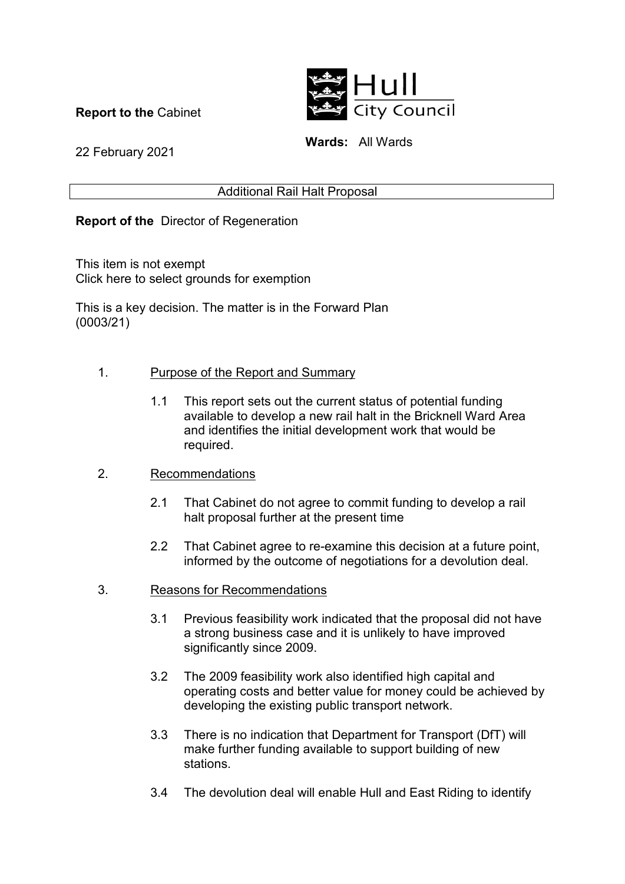**Report to the** Cabinet

Hull City Council

**Wards:** All Wards

22 February 2021

Additional Rail Halt Proposal

**Report of the** Director of Regeneration

This item is not exempt
Click here to select grounds for exemption

This is a key decision. The matter is in the Forward Plan (0003/21)

1. Purpose of the Report and Summary

   1.1 This report sets out the current status of potential funding available to develop a new rail halt in the Bricknell Ward Area and identifies the initial development work that would be required.

2. Recommendations

   2.1 That Cabinet do not agree to commit funding to develop a rail halt proposal further at the present time

   2.2 That Cabinet agree to re-examine this decision at a future point, informed by the outcome of negotiations for a devolution deal.

3. Reasons for Recommendations

   3.1 Previous feasibility work indicated that the proposal did not have a strong business case and it is unlikely to have improved significantly since 2009.

   3.2 The 2009 feasibility work also identified high capital and operating costs and better value for money could be achieved by developing the existing public transport network.

   3.3 There is no indication that Department for Transport (DfT) will make further funding available to support building of new stations.

   3.4 The devolution deal will enable Hull and East Riding to identify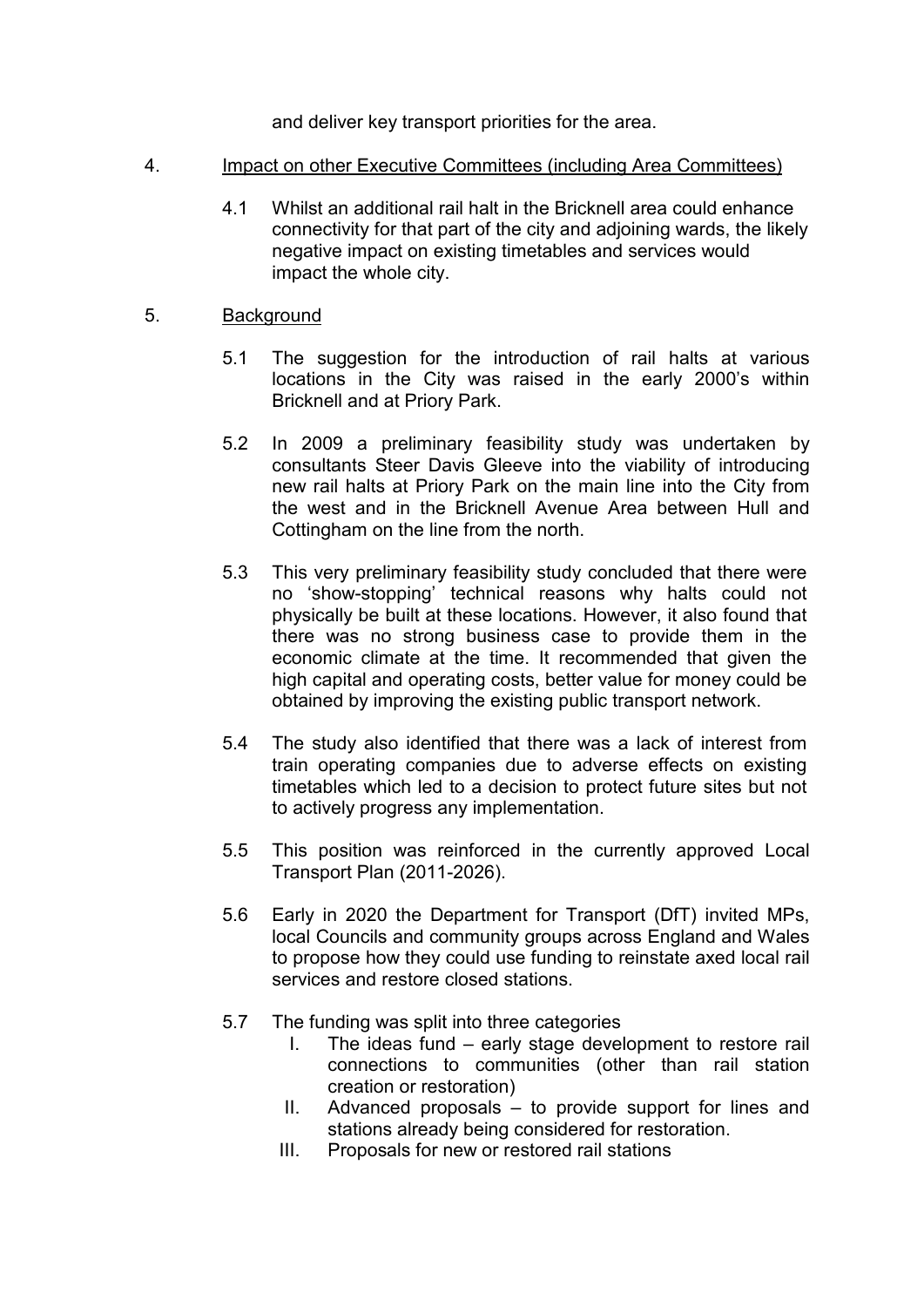and deliver key transport priorities for the area.

4. Impact on other Executive Committees (including Area Committees)

4.1 Whilst an additional rail halt in the Bricknell area could enhance connectivity for that part of the city and adjoining wards, the likely negative impact on existing timetables and services would impact the whole city.

5. Background

5.1 The suggestion for the introduction of rail halts at various locations in the City was raised in the early 2000's within Bricknell and at Priory Park.

5.2 In 2009 a preliminary feasibility study was undertaken by consultants Steer Davis Gleeve into the viability of introducing new rail halts at Priory Park on the main line into the City from the west and in the Bricknell Avenue Area between Hull and Cottingham on the line from the north.

5.3 This very preliminary feasibility study concluded that there were no 'show-stopping' technical reasons why halts could not physically be built at these locations. However, it also found that there was no strong business case to provide them in the economic climate at the time. It recommended that given the high capital and operating costs, better value for money could be obtained by improving the existing public transport network.

5.4 The study also identified that there was a lack of interest from train operating companies due to adverse effects on existing timetables which led to a decision to protect future sites but not to actively progress any implementation.

5.5 This position was reinforced in the currently approved Local Transport Plan (2011-2026).

5.6 Early in 2020 the Department for Transport (DfT) invited MPs, local Councils and community groups across England and Wales to propose how they could use funding to reinstate axed local rail services and restore closed stations.

5.7 The funding was split into three categories

I. The ideas fund – early stage development to restore rail connections to communities (other than rail station creation or restoration)
II. Advanced proposals – to provide support for lines and stations already being considered for restoration.
III. Proposals for new or restored rail stations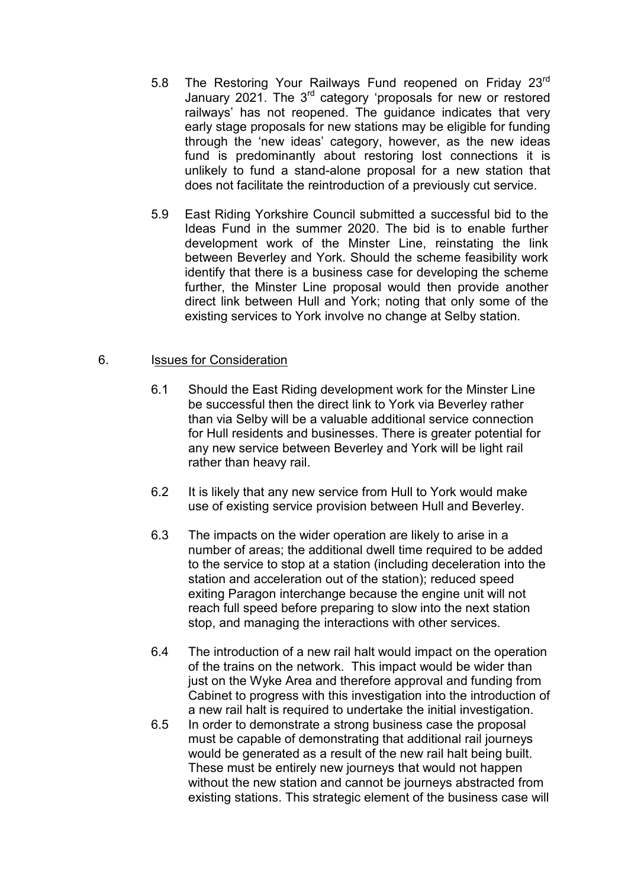5.8 The Restoring Your Railways Fund reopened on Friday 23rd January 2021. The 3rd category 'proposals for new or restored railways' has not reopened. The guidance indicates that very early stage proposals for new stations may be eligible for funding through the 'new ideas' category, however, as the new ideas fund is predominantly about restoring lost connections it is unlikely to fund a stand-alone proposal for a new station that does not facilitate the reintroduction of a previously cut service.

5.9 East Riding Yorkshire Council submitted a successful bid to the Ideas Fund in the summer 2020. The bid is to enable further development work of the Minster Line, reinstating the link between Beverley and York. Should the scheme feasibility work identify that there is a business case for developing the scheme further, the Minster Line proposal would then provide another direct link between Hull and York; noting that only some of the existing services to York involve no change at Selby station.

6. Issues for Consideration

6.1 Should the East Riding development work for the Minster Line be successful then the direct link to York via Beverley rather than via Selby will be a valuable additional service connection for Hull residents and businesses. There is greater potential for any new service between Beverley and York will be light rail rather than heavy rail.

6.2 It is likely that any new service from Hull to York would make use of existing service provision between Hull and Beverley.

6.3 The impacts on the wider operation are likely to arise in a number of areas; the additional dwell time required to be added to the service to stop at a station (including deceleration into the station and acceleration out of the station); reduced speed exiting Paragon interchange because the engine unit will not reach full speed before preparing to slow into the next station stop, and managing the interactions with other services.

6.4 The introduction of a new rail halt would impact on the operation of the trains on the network. This impact would be wider than just on the Wyke Area and therefore approval and funding from Cabinet to progress with this investigation into the introduction of a new rail halt is required to undertake the initial investigation.

6.5 In order to demonstrate a strong business case the proposal must be capable of demonstrating that additional rail journeys would be generated as a result of the new rail halt being built. These must be entirely new journeys that would not happen without the new station and cannot be journeys abstracted from existing stations. This strategic element of the business case will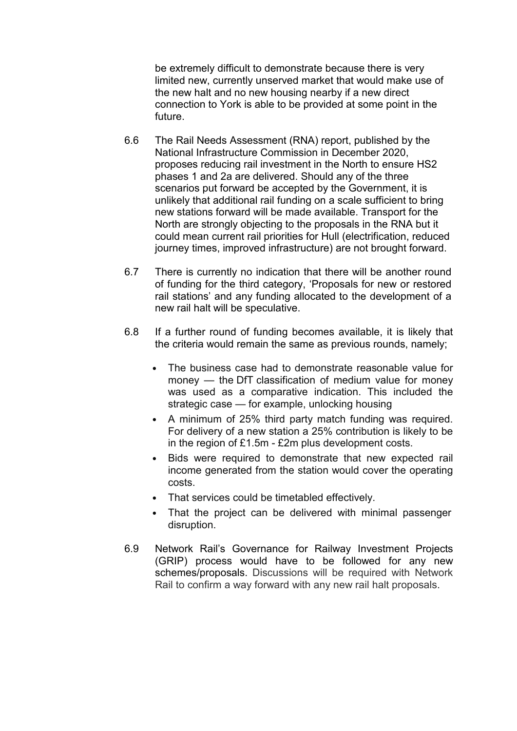be extremely difficult to demonstrate because there is very limited new, currently unserved market that would make use of the new halt and no new housing nearby if a new direct connection to York is able to be provided at some point in the future.

6.6 The Rail Needs Assessment (RNA) report, published by the National Infrastructure Commission in December 2020, proposes reducing rail investment in the North to ensure HS2 phases 1 and 2a are delivered. Should any of the three scenarios put forward be accepted by the Government, it is unlikely that additional rail funding on a scale sufficient to bring new stations forward will be made available. Transport for the North are strongly objecting to the proposals in the RNA but it could mean current rail priorities for Hull (electrification, reduced journey times, improved infrastructure) are not brought forward.

6.7 There is currently no indication that there will be another round of funding for the third category, 'Proposals for new or restored rail stations' and any funding allocated to the development of a new rail halt will be speculative.

6.8 If a further round of funding becomes available, it is likely that the criteria would remain the same as previous rounds, namely;

- The business case had to demonstrate reasonable value for money — the DfT classification of medium value for money was used as a comparative indication. This included the strategic case — for example, unlocking housing
- A minimum of 25% third party match funding was required. For delivery of a new station a 25% contribution is likely to be in the region of £1.5m - £2m plus development costs.
- Bids were required to demonstrate that new expected rail income generated from the station would cover the operating costs.
- That services could be timetabled effectively.
- That the project can be delivered with minimal passenger disruption.

6.9 Network Rail's Governance for Railway Investment Projects (GRIP) process would have to be followed for any new schemes/proposals. Discussions will be required with Network Rail to confirm a way forward with any new rail halt proposals.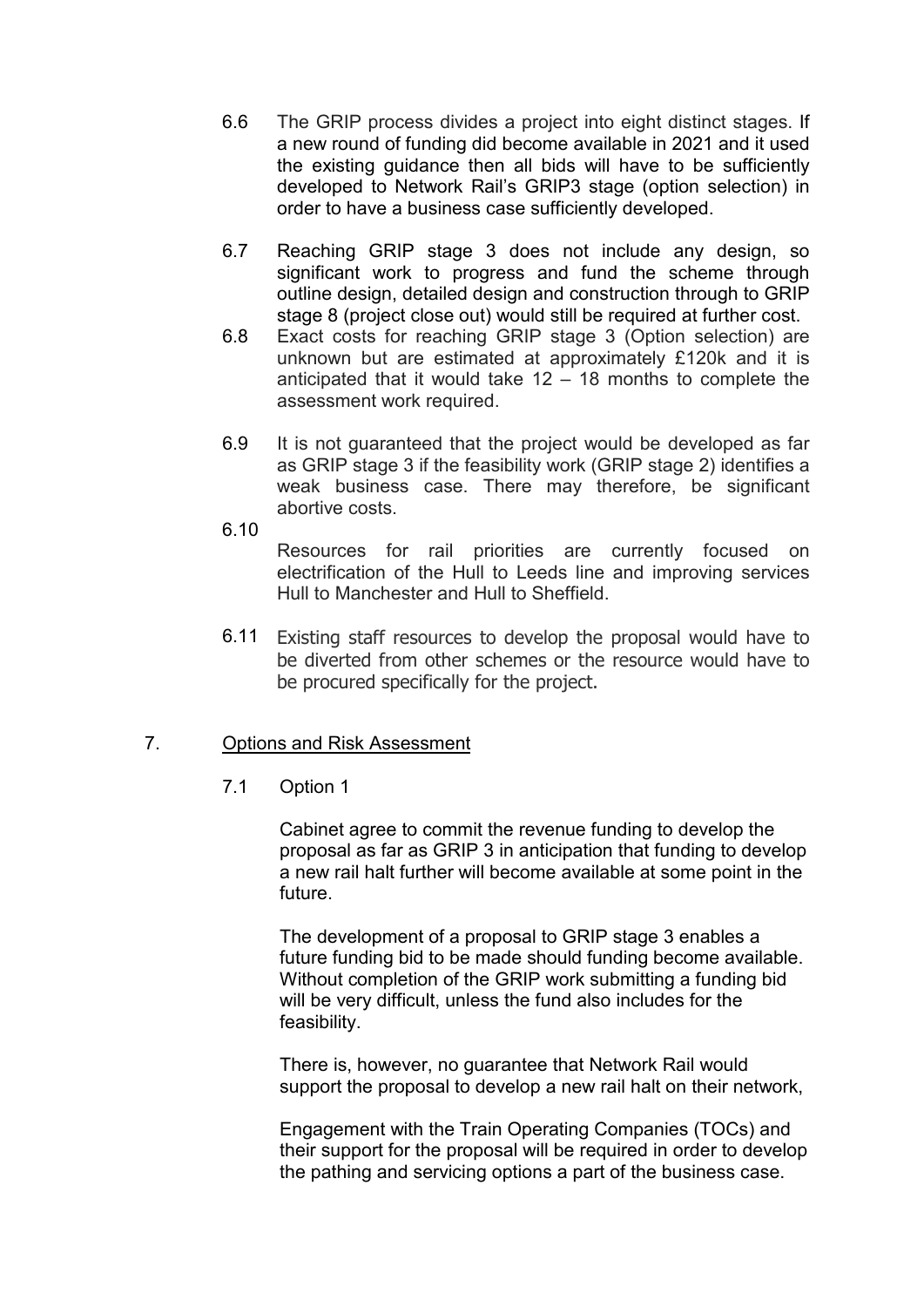6.6 The GRIP process divides a project into eight distinct stages. If a new round of funding did become available in 2021 and it used the existing guidance then all bids will have to be sufficiently developed to Network Rail's GRIP3 stage (option selection) in order to have a business case sufficiently developed.

6.7 Reaching GRIP stage 3 does not include any design, so significant work to progress and fund the scheme through outline design, detailed design and construction through to GRIP stage 8 (project close out) would still be required at further cost.

6.8 Exact costs for reaching GRIP stage 3 (Option selection) are unknown but are estimated at approximately £120k and it is anticipated that it would take 12 – 18 months to complete the assessment work required.

6.9 It is not guaranteed that the project would be developed as far as GRIP stage 3 if the feasibility work (GRIP stage 2) identifies a weak business case. There may therefore, be significant abortive costs.

6.10 Resources for rail priorities are currently focused on electrification of the Hull to Leeds line and improving services Hull to Manchester and Hull to Sheffield.

6.11 Existing staff resources to develop the proposal would have to be diverted from other schemes or the resource would have to be procured specifically for the project.

## 7. Options and Risk Assessment

7.1 Option 1

Cabinet agree to commit the revenue funding to develop the proposal as far as GRIP 3 in anticipation that funding to develop a new rail halt further will become available at some point in the future.

The development of a proposal to GRIP stage 3 enables a future funding bid to be made should funding become available. Without completion of the GRIP work submitting a funding bid will be very difficult, unless the fund also includes for the feasibility.

There is, however, no guarantee that Network Rail would support the proposal to develop a new rail halt on their network,

Engagement with the Train Operating Companies (TOCs) and their support for the proposal will be required in order to develop the pathing and servicing options a part of the business case.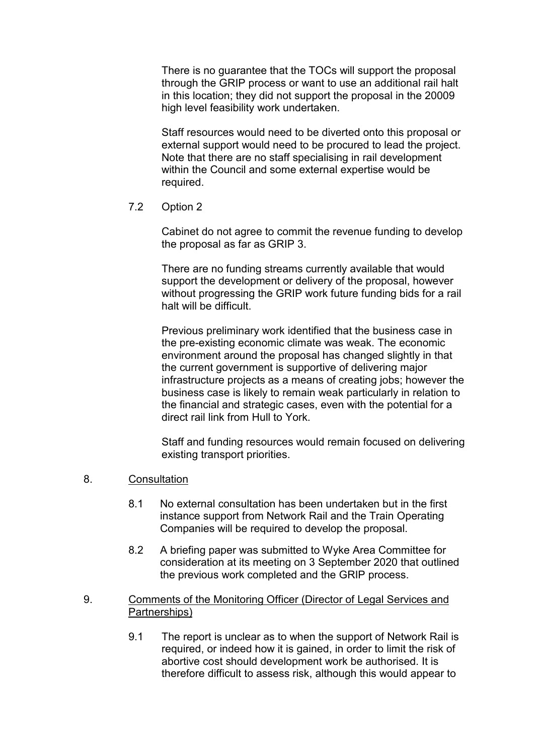There is no guarantee that the TOCs will support the proposal through the GRIP process or want to use an additional rail halt in this location; they did not support the proposal in the 20009 high level feasibility work undertaken.

Staff resources would need to be diverted onto this proposal or external support would need to be procured to lead the project. Note that there are no staff specialising in rail development within the Council and some external expertise would be required.

7.2 Option 2

Cabinet do not agree to commit the revenue funding to develop the proposal as far as GRIP 3.

There are no funding streams currently available that would support the development or delivery of the proposal, however without progressing the GRIP work future funding bids for a rail halt will be difficult.

Previous preliminary work identified that the business case in the pre-existing economic climate was weak. The economic environment around the proposal has changed slightly in that the current government is supportive of delivering major infrastructure projects as a means of creating jobs; however the business case is likely to remain weak particularly in relation to the financial and strategic cases, even with the potential for a direct rail link from Hull to York.

Staff and funding resources would remain focused on delivering existing transport priorities.

8. <u>Consultation</u>

8.1 No external consultation has been undertaken but in the first instance support from Network Rail and the Train Operating Companies will be required to develop the proposal.

8.2 A briefing paper was submitted to Wyke Area Committee for consideration at its meeting on 3 September 2020 that outlined the previous work completed and the GRIP process.

9. <u>Comments of the Monitoring Officer (Director of Legal Services and Partnerships)</u>

9.1 The report is unclear as to when the support of Network Rail is required, or indeed how it is gained, in order to limit the risk of abortive cost should development work be authorised. It is therefore difficult to assess risk, although this would appear to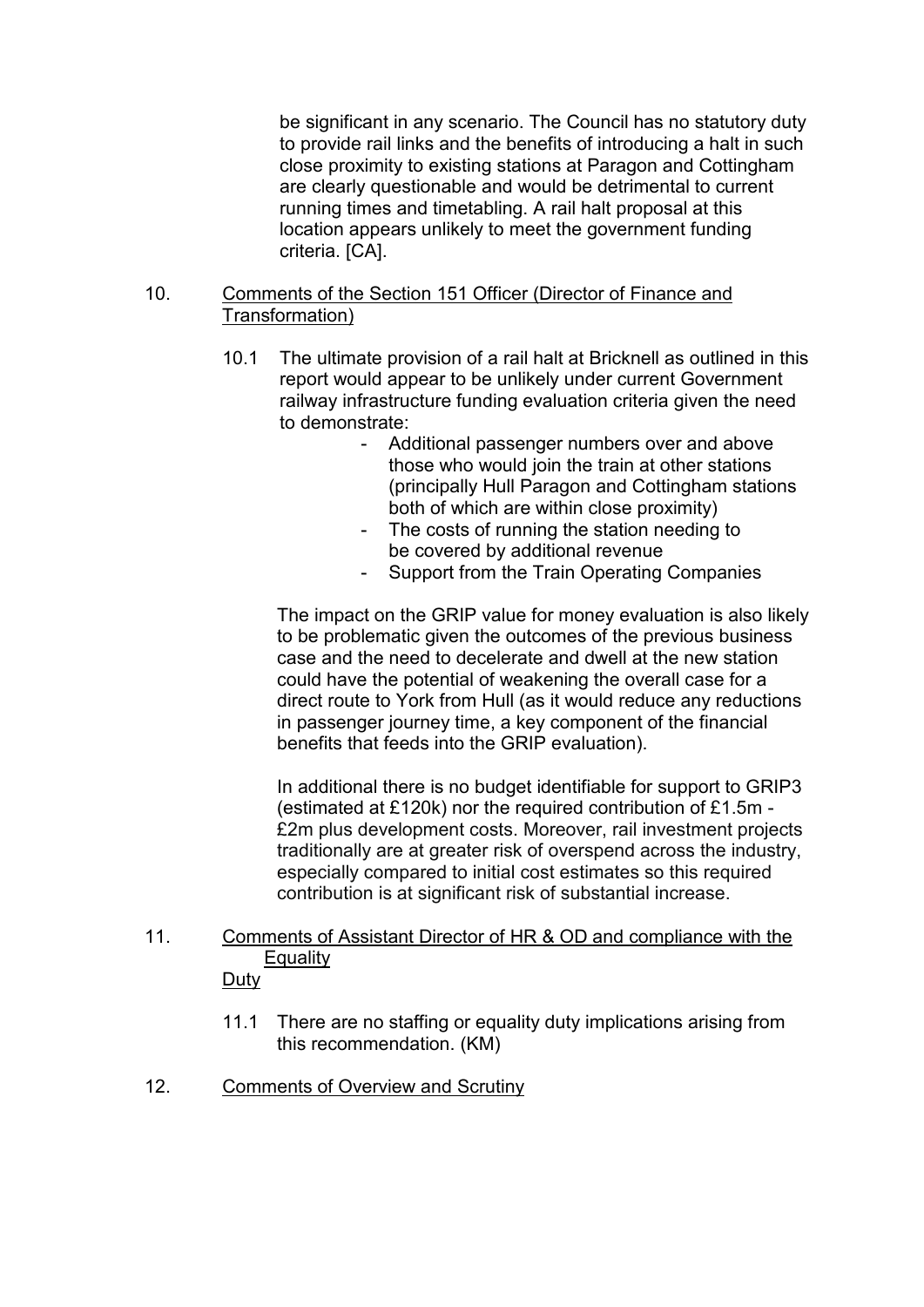be significant in any scenario. The Council has no statutory duty to provide rail links and the benefits of introducing a halt in such close proximity to existing stations at Paragon and Cottingham are clearly questionable and would be detrimental to current running times and timetabling. A rail halt proposal at this location appears unlikely to meet the government funding criteria. [CA].

## 10. Comments of the Section 151 Officer (Director of Finance and Transformation)

10.1 The ultimate provision of a rail halt at Bricknell as outlined in this report would appear to be unlikely under current Government railway infrastructure funding evaluation criteria given the need to demonstrate:

- Additional passenger numbers over and above those who would join the train at other stations (principally Hull Paragon and Cottingham stations both of which are within close proximity)
- The costs of running the station needing to be covered by additional revenue
- Support from the Train Operating Companies

The impact on the GRIP value for money evaluation is also likely to be problematic given the outcomes of the previous business case and the need to decelerate and dwell at the new station could have the potential of weakening the overall case for a direct route to York from Hull (as it would reduce any reductions in passenger journey time, a key component of the financial benefits that feeds into the GRIP evaluation).

In additional there is no budget identifiable for support to GRIP3 (estimated at £120k) nor the required contribution of £1.5m - £2m plus development costs. Moreover, rail investment projects traditionally are at greater risk of overspend across the industry, especially compared to initial cost estimates so this required contribution is at significant risk of substantial increase.

## 11. Comments of Assistant Director of HR & OD and compliance with the Equality Duty

11.1 There are no staffing or equality duty implications arising from this recommendation. (KM)

## 12. Comments of Overview and Scrutiny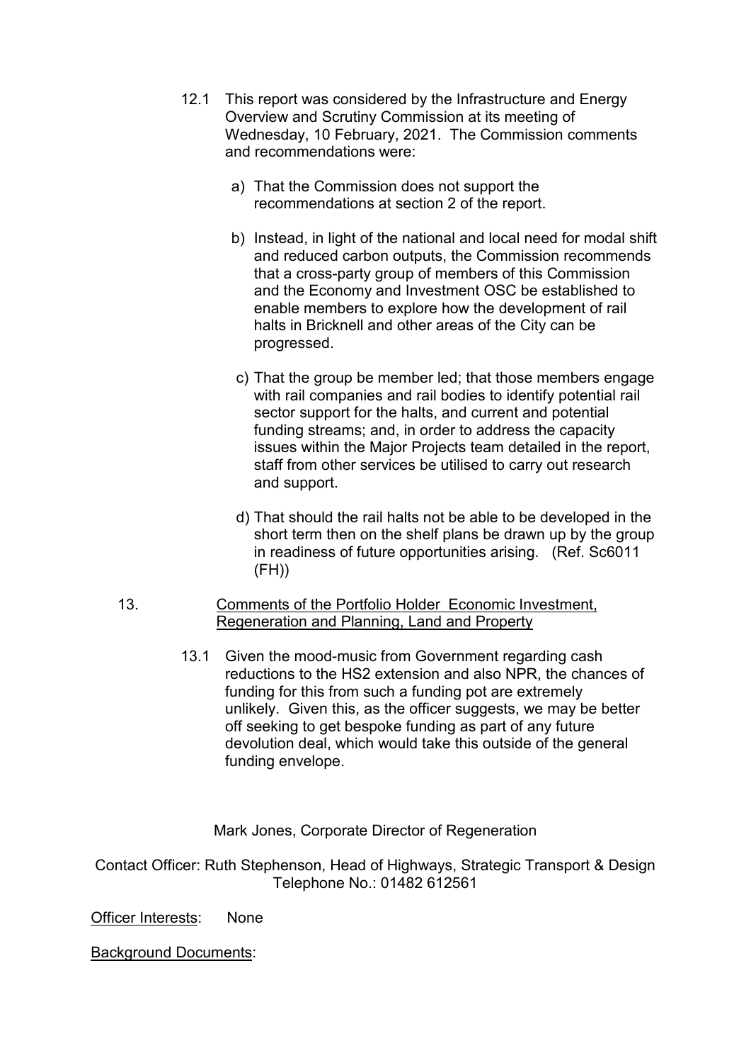12.1 This report was considered by the Infrastructure and Energy Overview and Scrutiny Commission at its meeting of Wednesday, 10 February, 2021. The Commission comments and recommendations were:

a) That the Commission does not support the recommendations at section 2 of the report.

b) Instead, in light of the national and local need for modal shift and reduced carbon outputs, the Commission recommends that a cross-party group of members of this Commission and the Economy and Investment OSC be established to enable members to explore how the development of rail halts in Bricknell and other areas of the City can be progressed.

c) That the group be member led; that those members engage with rail companies and rail bodies to identify potential rail sector support for the halts, and current and potential funding streams; and, in order to address the capacity issues within the Major Projects team detailed in the report, staff from other services be utilised to carry out research and support.

d) That should the rail halts not be able to be developed in the short term then on the shelf plans be drawn up by the group in readiness of future opportunities arising. (Ref. Sc6011 (FH))

13. Comments of the Portfolio Holder Economic Investment, Regeneration and Planning, Land and Property

13.1 Given the mood-music from Government regarding cash reductions to the HS2 extension and also NPR, the chances of funding for this from such a funding pot are extremely unlikely. Given this, as the officer suggests, we may be better off seeking to get bespoke funding as part of any future devolution deal, which would take this outside of the general funding envelope.

Mark Jones, Corporate Director of Regeneration

Contact Officer: Ruth Stephenson, Head of Highways, Strategic Transport & Design
Telephone No.: 01482 612561

Officer Interests: None

Background Documents: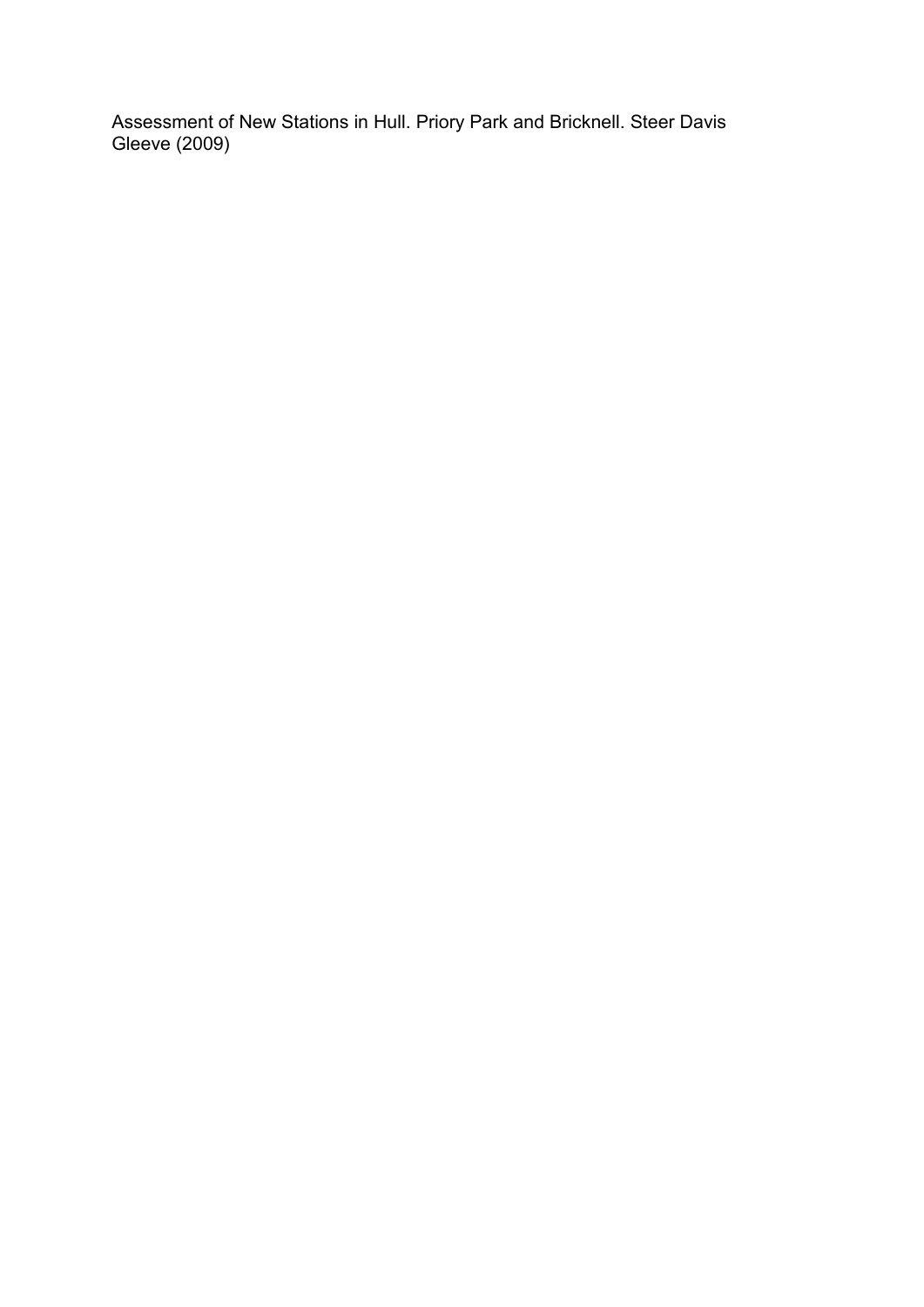Assessment of New Stations in Hull. Priory Park and Bricknell. Steer Davis Gleeve (2009)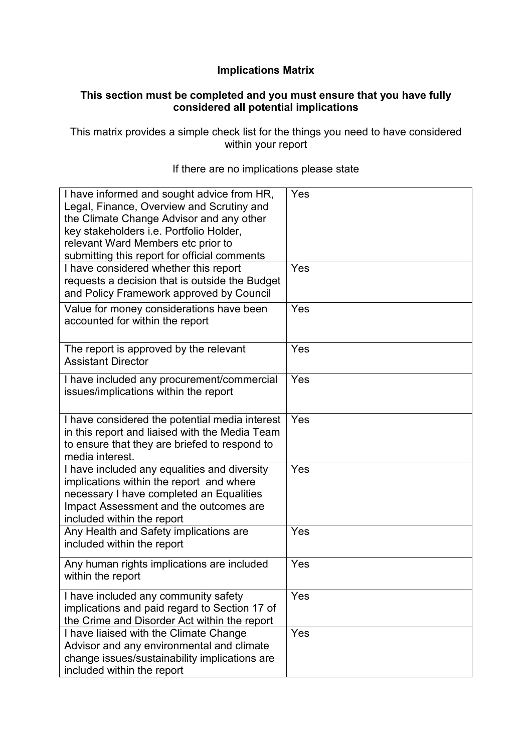# Implications Matrix

**This section must be completed and you must ensure that you have fully considered all potential implications**

This matrix provides a simple check list for the things you need to have considered within your report

If there are no implications please state

| | |
|---|---|
| I have informed and sought advice from HR, Legal, Finance, Overview and Scrutiny and the Climate Change Advisor and any other key stakeholders i.e. Portfolio Holder, relevant Ward Members etc prior to submitting this report for official comments | Yes |
| I have considered whether this report requests a decision that is outside the Budget and Policy Framework approved by Council | Yes |
| Value for money considerations have been accounted for within the report | Yes |
| The report is approved by the relevant Assistant Director | Yes |
| I have included any procurement/commercial issues/implications within the report | Yes |
| I have considered the potential media interest in this report and liaised with the Media Team to ensure that they are briefed to respond to media interest. | Yes |
| I have included any equalities and diversity implications within the report and where necessary I have completed an Equalities Impact Assessment and the outcomes are included within the report | Yes |
| Any Health and Safety implications are included within the report | Yes |
| Any human rights implications are included within the report | Yes |
| I have included any community safety implications and paid regard to Section 17 of the Crime and Disorder Act within the report | Yes |
| I have liaised with the Climate Change Advisor and any environmental and climate change issues/sustainability implications are included within the report | Yes |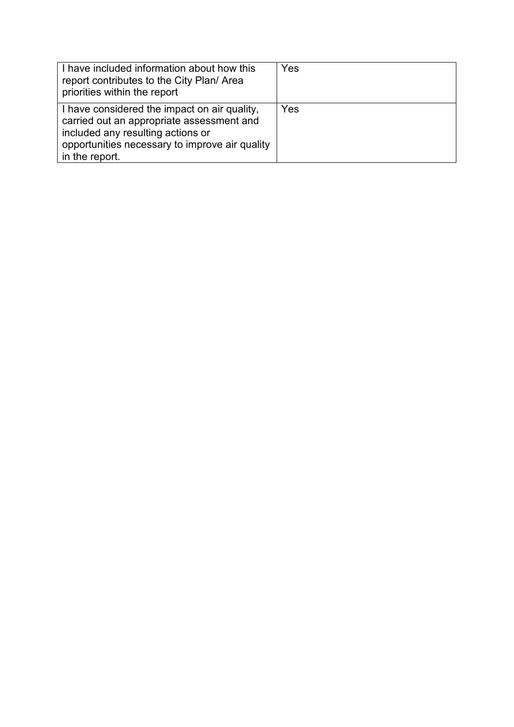| | |
|---|---|
| I have included information about how this report contributes to the City Plan/ Area priorities within the report | Yes |
| I have considered the impact on air quality, carried out an appropriate assessment and included any resulting actions or opportunities necessary to improve air quality in the report. | Yes |